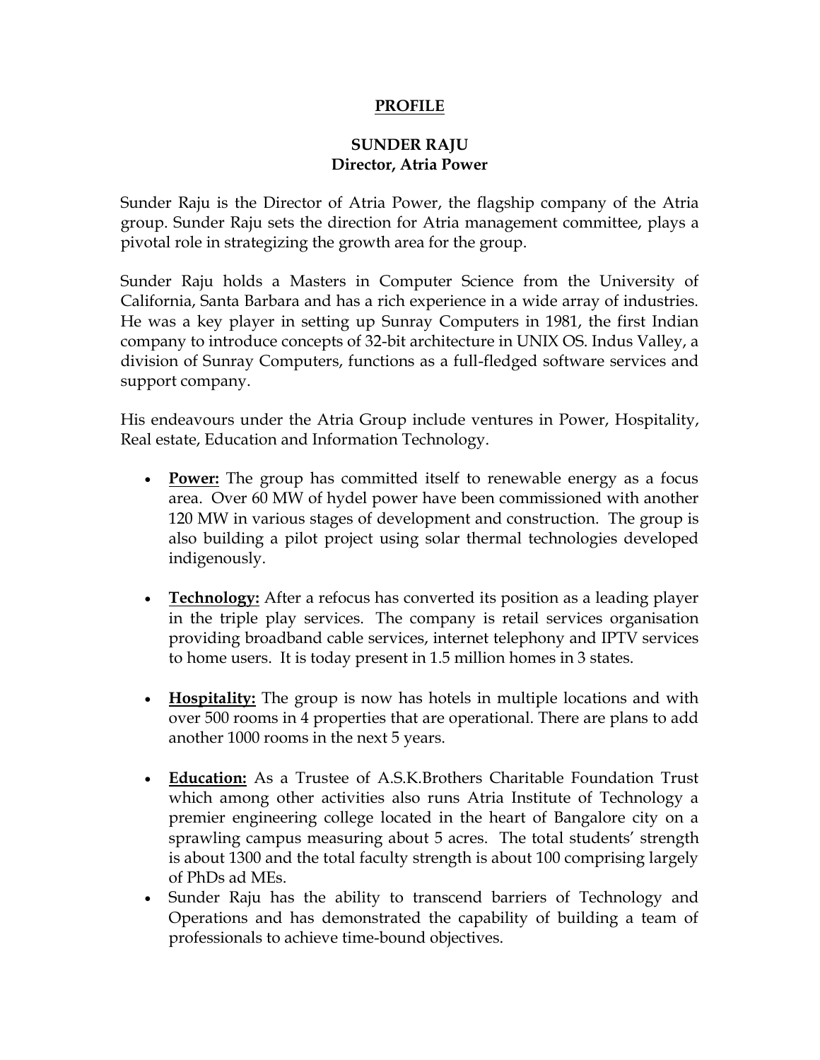# PROFILE

## SUNDER RAJU
### Director, Atria Power

Sunder Raju is the Director of Atria Power, the flagship company of the Atria group. Sunder Raju sets the direction for Atria management committee, plays a pivotal role in strategizing the growth area for the group.

Sunder Raju holds a Masters in Computer Science from the University of California, Santa Barbara and has a rich experience in a wide array of industries. He was a key player in setting up Sunray Computers in 1981, the first Indian company to introduce concepts of 32-bit architecture in UNIX OS. Indus Valley, a division of Sunray Computers, functions as a full-fledged software services and support company.

His endeavours under the Atria Group include ventures in Power, Hospitality, Real estate, Education and Information Technology.

- **Power:** The group has committed itself to renewable energy as a focus area. Over 60 MW of hydel power have been commissioned with another 120 MW in various stages of development and construction. The group is also building a pilot project using solar thermal technologies developed indigenously.

- **Technology:** After a refocus has converted its position as a leading player in the triple play services. The company is retail services organisation providing broadband cable services, internet telephony and IPTV services to home users. It is today present in 1.5 million homes in 3 states.

- **Hospitality:** The group is now has hotels in multiple locations and with over 500 rooms in 4 properties that are operational. There are plans to add another 1000 rooms in the next 5 years.

- **Education:** As a Trustee of A.S.K.Brothers Charitable Foundation Trust which among other activities also runs Atria Institute of Technology a premier engineering college located in the heart of Bangalore city on a sprawling campus measuring about 5 acres. The total students' strength is about 1300 and the total faculty strength is about 100 comprising largely of PhDs ad MEs.
- Sunder Raju has the ability to transcend barriers of Technology and Operations and has demonstrated the capability of building a team of professionals to achieve time-bound objectives.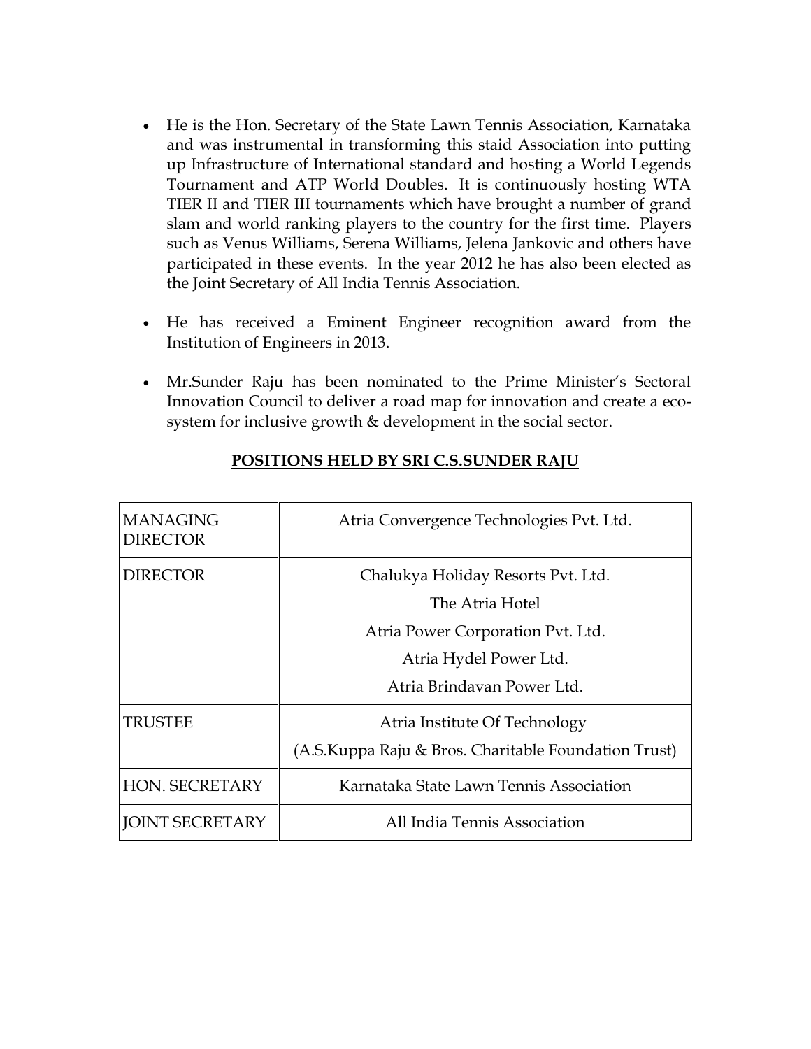- He is the Hon. Secretary of the State Lawn Tennis Association, Karnataka and was instrumental in transforming this staid Association into putting up Infrastructure of International standard and hosting a World Legends Tournament and ATP World Doubles. It is continuously hosting WTA TIER II and TIER III tournaments which have brought a number of grand slam and world ranking players to the country for the first time. Players such as Venus Williams, Serena Williams, Jelena Jankovic and others have participated in these events. In the year 2012 he has also been elected as the Joint Secretary of All India Tennis Association.

- He has received a Eminent Engineer recognition award from the Institution of Engineers in 2013.

- Mr.Sunder Raju has been nominated to the Prime Minister's Sectoral Innovation Council to deliver a road map for innovation and create a eco-system for inclusive growth & development in the social sector.

**POSITIONS HELD BY SRI C.S.SUNDER RAJU**

| | |
|---|---|
| MANAGING DIRECTOR | Atria Convergence Technologies Pvt. Ltd. |
| DIRECTOR | Chalukya Holiday Resorts Pvt. Ltd.<br>The Atria Hotel<br>Atria Power Corporation Pvt. Ltd.<br>Atria Hydel Power Ltd.<br>Atria Brindavan Power Ltd. |
| TRUSTEE | Atria Institute Of Technology<br>(A.S.Kuppa Raju & Bros. Charitable Foundation Trust) |
| HON. SECRETARY | Karnataka State Lawn Tennis Association |
| JOINT SECRETARY | All India Tennis Association |